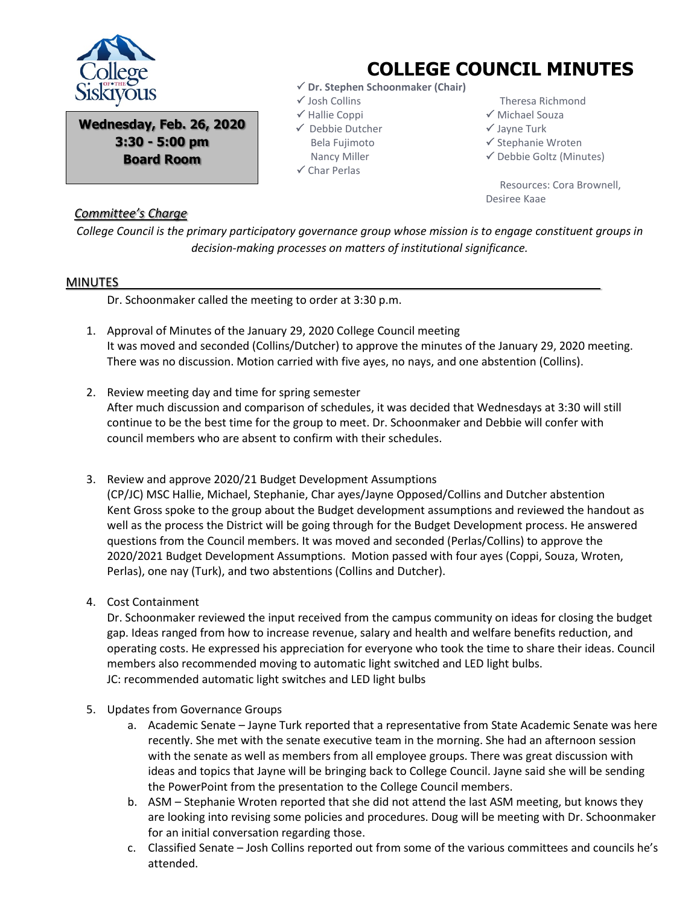# COLLEGE COUNCIL MINUTES

**Wednesday, Feb. 26, 2020**
**3:30 - 5:00 pm**
**Board Room**

- ✓ **Dr. Stephen Schoonmaker (Chair)**
- ✓ Josh Collins
- ✓ Hallie Coppi
- ✓ Debbie Dutcher
- Bela Fujimoto
- Nancy Miller
- ✓ Char Perlas
- Theresa Richmond
- ✓ Michael Souza
- ✓ Jayne Turk
- ✓ Stephanie Wroten
- ✓ Debbie Goltz (Minutes)

Resources: Cora Brownell, Desiree Kaae

## *Committee's Charge*

*College Council is the primary participatory governance group whose mission is to engage constituent groups in decision-making processes on matters of institutional significance.*

## MINUTES

Dr. Schoonmaker called the meeting to order at 3:30 p.m.

1. Approval of Minutes of the January 29, 2020 College Council meeting
   It was moved and seconded (Collins/Dutcher) to approve the minutes of the January 29, 2020 meeting. There was no discussion. Motion carried with five ayes, no nays, and one abstention (Collins).

2. Review meeting day and time for spring semester
   After much discussion and comparison of schedules, it was decided that Wednesdays at 3:30 will still continue to be the best time for the group to meet. Dr. Schoonmaker and Debbie will confer with council members who are absent to confirm with their schedules.

3. Review and approve 2020/21 Budget Development Assumptions
   (CP/JC) MSC Hallie, Michael, Stephanie, Char ayes/Jayne Opposed/Collins and Dutcher abstention
   Kent Gross spoke to the group about the Budget development assumptions and reviewed the handout as well as the process the District will be going through for the Budget Development process. He answered questions from the Council members. It was moved and seconded (Perlas/Collins) to approve the 2020/2021 Budget Development Assumptions. Motion passed with four ayes (Coppi, Souza, Wroten, Perlas), one nay (Turk), and two abstentions (Collins and Dutcher).

4. Cost Containment
   Dr. Schoonmaker reviewed the input received from the campus community on ideas for closing the budget gap. Ideas ranged from how to increase revenue, salary and health and welfare benefits reduction, and operating costs. He expressed his appreciation for everyone who took the time to share their ideas. Council members also recommended moving to automatic light switched and LED light bulbs.
   JC: recommended automatic light switches and LED light bulbs

5. Updates from Governance Groups
   a. Academic Senate – Jayne Turk reported that a representative from State Academic Senate was here recently. She met with the senate executive team in the morning. She had an afternoon session with the senate as well as members from all employee groups. There was great discussion with ideas and topics that Jayne will be bringing back to College Council. Jayne said she will be sending the PowerPoint from the presentation to the College Council members.
   b. ASM – Stephanie Wroten reported that she did not attend the last ASM meeting, but knows they are looking into revising some policies and procedures. Doug will be meeting with Dr. Schoonmaker for an initial conversation regarding those.
   c. Classified Senate – Josh Collins reported out from some of the various committees and councils he's attended.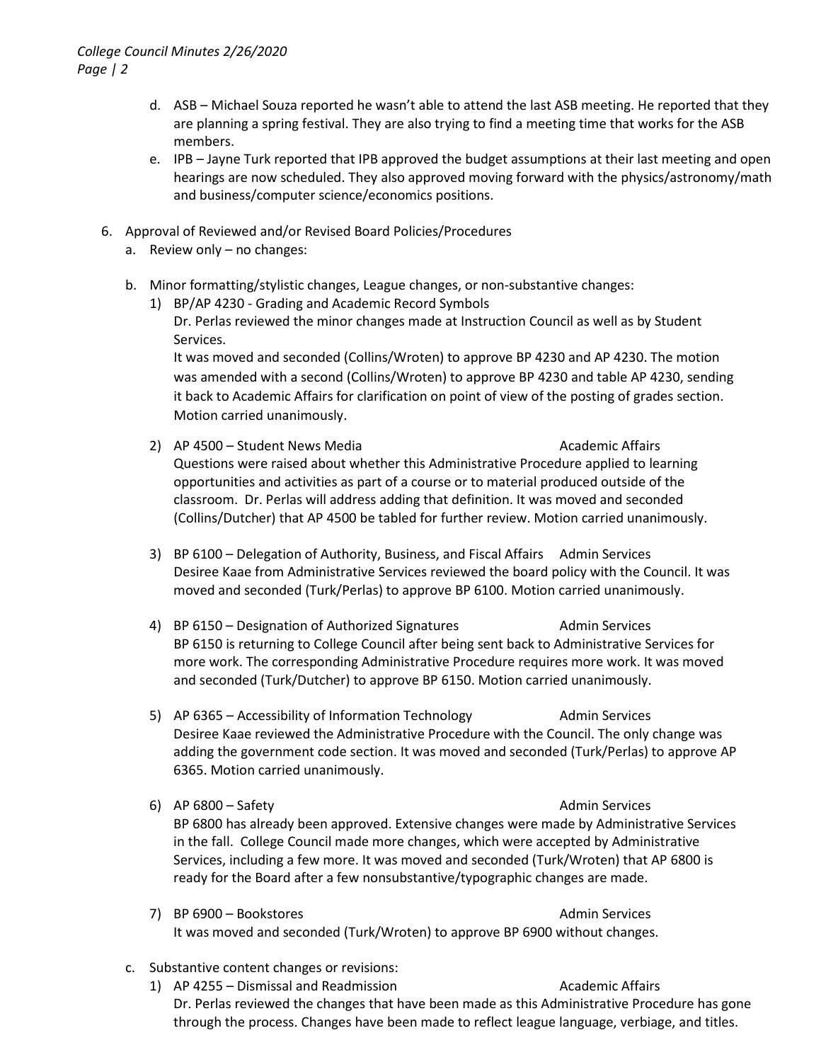d. ASB – Michael Souza reported he wasn't able to attend the last ASB meeting. He reported that they are planning a spring festival. They are also trying to find a meeting time that works for the ASB members.

e. IPB – Jayne Turk reported that IPB approved the budget assumptions at their last meeting and open hearings are now scheduled. They also approved moving forward with the physics/astronomy/math and business/computer science/economics positions.

6. Approval of Reviewed and/or Revised Board Policies/Procedures

   a. Review only – no changes:

   b. Minor formatting/stylistic changes, League changes, or non-substantive changes:

      1) BP/AP 4230 - Grading and Academic Record Symbols
         Dr. Perlas reviewed the minor changes made at Instruction Council as well as by Student Services.
         It was moved and seconded (Collins/Wroten) to approve BP 4230 and AP 4230. The motion was amended with a second (Collins/Wroten) to approve BP 4230 and table AP 4230, sending it back to Academic Affairs for clarification on point of view of the posting of grades section. Motion carried unanimously.

      2) AP 4500 – Student News Media — Academic Affairs
         Questions were raised about whether this Administrative Procedure applied to learning opportunities and activities as part of a course or to material produced outside of the classroom. Dr. Perlas will address adding that definition. It was moved and seconded (Collins/Dutcher) that AP 4500 be tabled for further review. Motion carried unanimously.

      3) BP 6100 – Delegation of Authority, Business, and Fiscal Affairs — Admin Services
         Desiree Kaae from Administrative Services reviewed the board policy with the Council. It was moved and seconded (Turk/Perlas) to approve BP 6100. Motion carried unanimously.

      4) BP 6150 – Designation of Authorized Signatures — Admin Services
         BP 6150 is returning to College Council after being sent back to Administrative Services for more work. The corresponding Administrative Procedure requires more work. It was moved and seconded (Turk/Dutcher) to approve BP 6150. Motion carried unanimously.

      5) AP 6365 – Accessibility of Information Technology — Admin Services
         Desiree Kaae reviewed the Administrative Procedure with the Council. The only change was adding the government code section. It was moved and seconded (Turk/Perlas) to approve AP 6365. Motion carried unanimously.

      6) AP 6800 – Safety — Admin Services
         BP 6800 has already been approved. Extensive changes were made by Administrative Services in the fall. College Council made more changes, which were accepted by Administrative Services, including a few more. It was moved and seconded (Turk/Wroten) that AP 6800 is ready for the Board after a few nonsubstantive/typographic changes are made.

      7) BP 6900 – Bookstores — Admin Services
         It was moved and seconded (Turk/Wroten) to approve BP 6900 without changes.

   c. Substantive content changes or revisions:

      1) AP 4255 – Dismissal and Readmission — Academic Affairs
         Dr. Perlas reviewed the changes that have been made as this Administrative Procedure has gone through the process. Changes have been made to reflect league language, verbiage, and titles.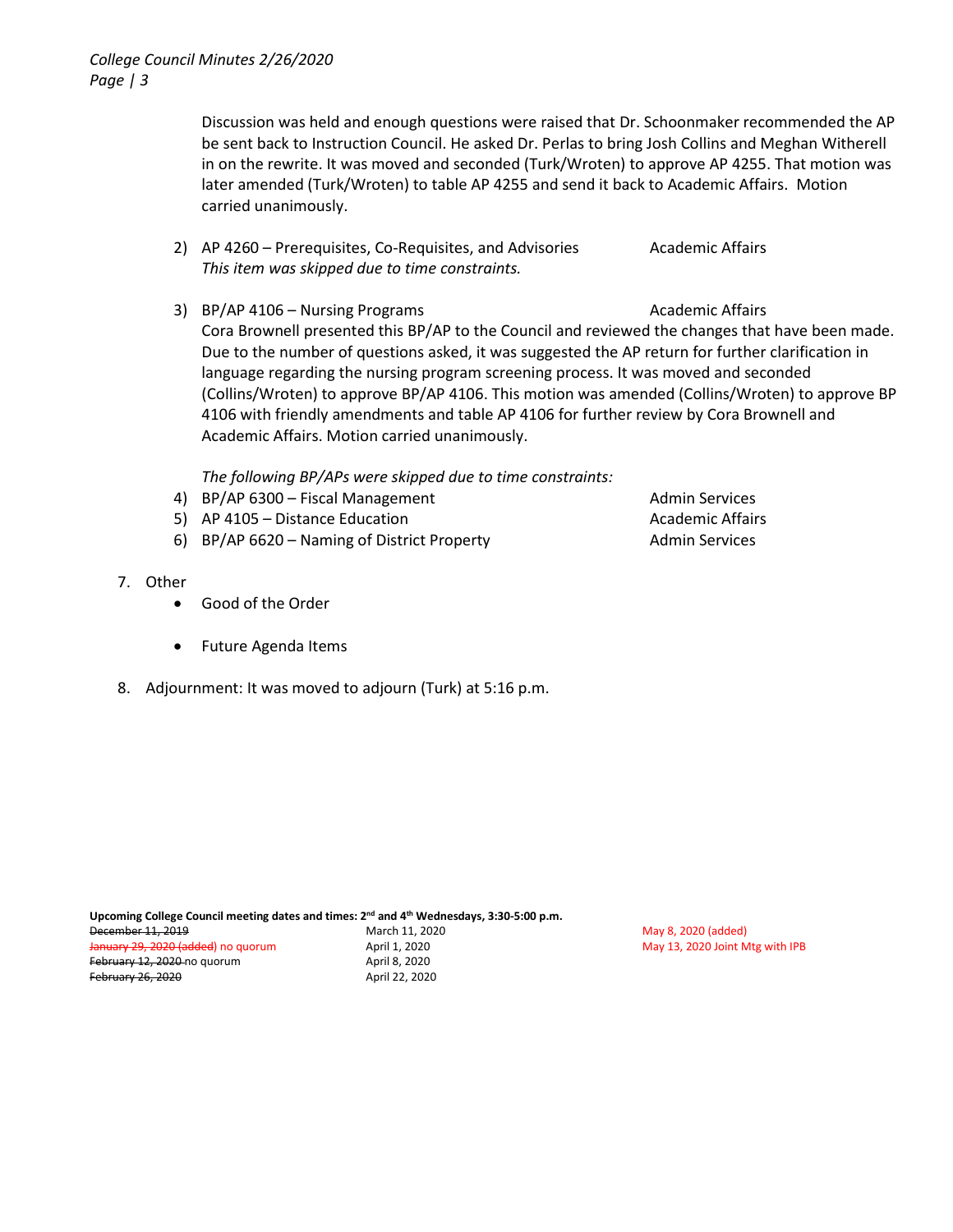Discussion was held and enough questions were raised that Dr. Schoonmaker recommended the AP be sent back to Instruction Council. He asked Dr. Perlas to bring Josh Collins and Meghan Witherell in on the rewrite. It was moved and seconded (Turk/Wroten) to approve AP 4255. That motion was later amended (Turk/Wroten) to table AP 4255 and send it back to Academic Affairs. Motion carried unanimously.

2) AP 4260 – Prerequisites, Co-Requisites, and Advisories — Academic Affairs
   *This item was skipped due to time constraints.*

3) BP/AP 4106 – Nursing Programs — Academic Affairs
   Cora Brownell presented this BP/AP to the Council and reviewed the changes that have been made. Due to the number of questions asked, it was suggested the AP return for further clarification in language regarding the nursing program screening process. It was moved and seconded (Collins/Wroten) to approve BP/AP 4106. This motion was amended (Collins/Wroten) to approve BP 4106 with friendly amendments and table AP 4106 for further review by Cora Brownell and Academic Affairs. Motion carried unanimously.

   *The following BP/APs were skipped due to time constraints:*

4) BP/AP 6300 – Fiscal Management — Admin Services
5) AP 4105 – Distance Education — Academic Affairs
6) BP/AP 6620 – Naming of District Property — Admin Services

7. Other
   - Good of the Order
   - Future Agenda Items

8. Adjournment: It was moved to adjourn (Turk) at 5:16 p.m.

**Upcoming College Council meeting dates and times: 2nd and 4th Wednesdays, 3:30-5:00 p.m.**

| | | |
|---|---|---|
| ~~December 11, 2019~~ | March 11, 2020 | May 8, 2020 (added) |
| ~~January 29, 2020 (added)~~ no quorum | April 1, 2020 | May 13, 2020 Joint Mtg with IPB |
| ~~February 12, 2020~~ no quorum | April 8, 2020 | |
| ~~February 26, 2020~~ | April 22, 2020 | |